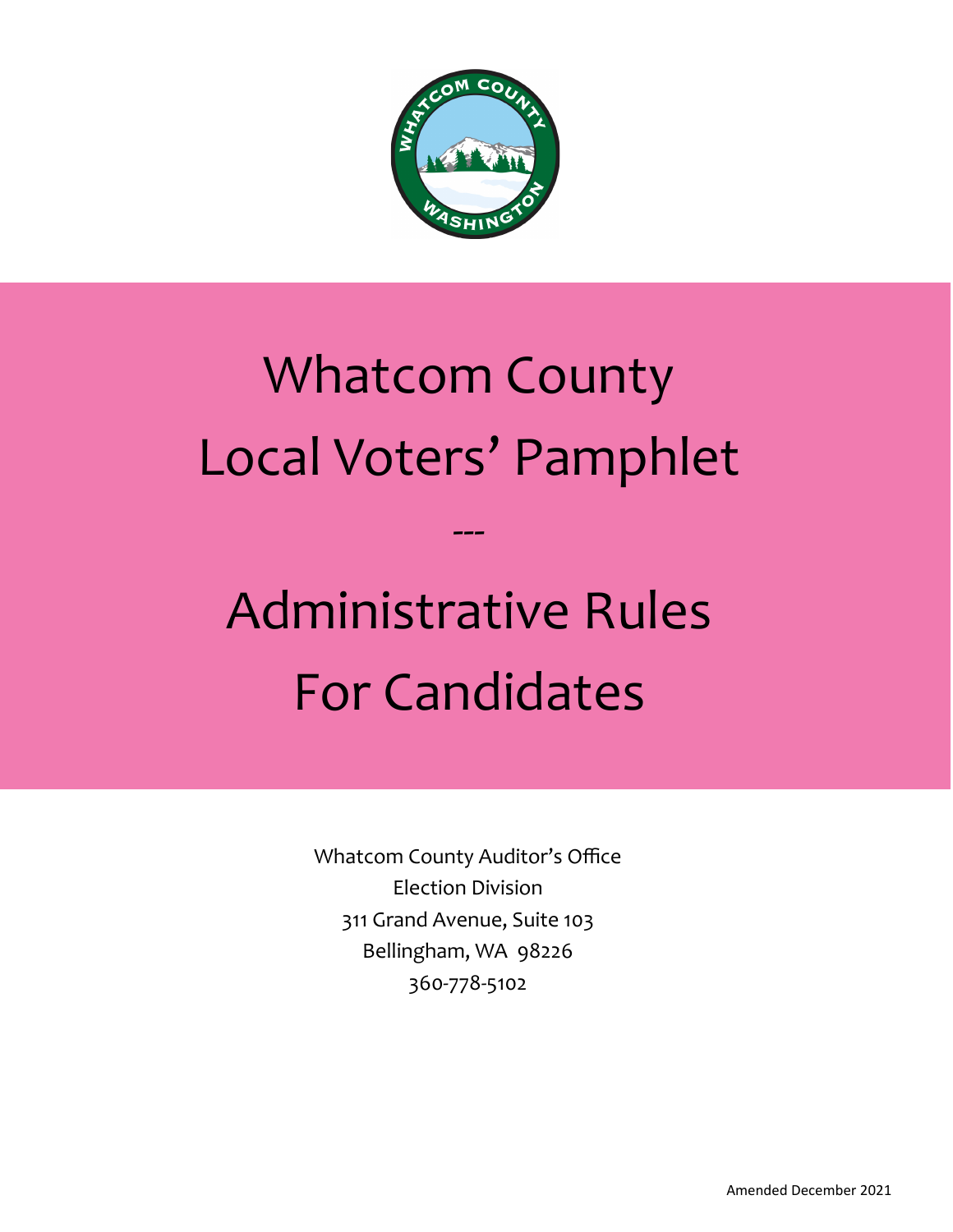# Whatcom County Local Voters' Pamphlet

---

# Administrative Rules For Candidates

Whatcom County Auditor's Office
Election Division
311 Grand Avenue, Suite 103
Bellingham, WA 98226
360-778-5102

Amended December 2021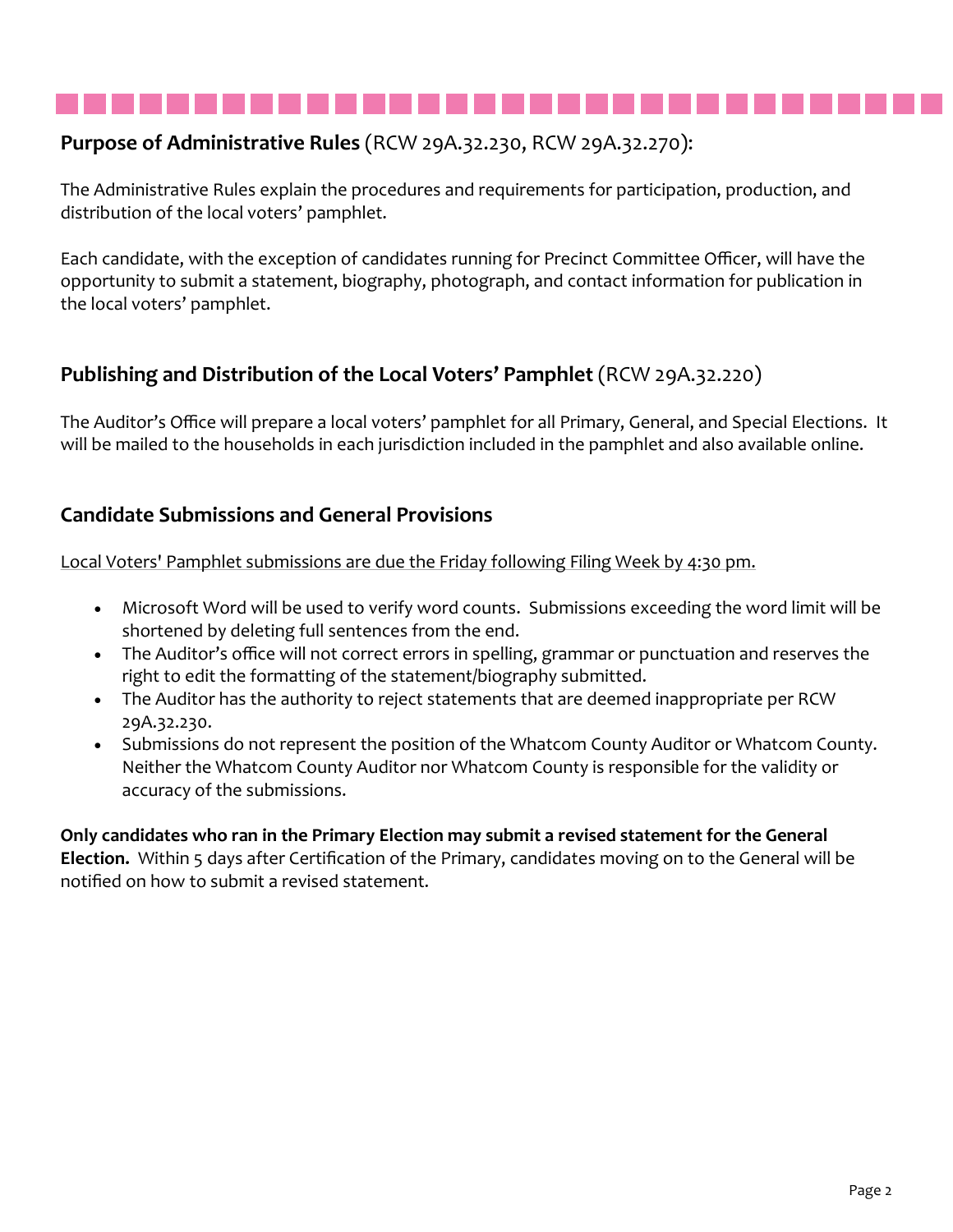## **Purpose of Administrative Rules** (RCW 29A.32.230, RCW 29A.32.270):

The Administrative Rules explain the procedures and requirements for participation, production, and distribution of the local voters' pamphlet.

Each candidate, with the exception of candidates running for Precinct Committee Officer, will have the opportunity to submit a statement, biography, photograph, and contact information for publication in the local voters' pamphlet.

## **Publishing and Distribution of the Local Voters' Pamphlet** (RCW 29A.32.220)

The Auditor's Office will prepare a local voters' pamphlet for all Primary, General, and Special Elections. It will be mailed to the households in each jurisdiction included in the pamphlet and also available online.

## **Candidate Submissions and General Provisions**

<u>Local Voters' Pamphlet submissions are due the Friday following Filing Week by 4:30 pm.</u>

- Microsoft Word will be used to verify word counts. Submissions exceeding the word limit will be shortened by deleting full sentences from the end.
- The Auditor's office will not correct errors in spelling, grammar or punctuation and reserves the right to edit the formatting of the statement/biography submitted.
- The Auditor has the authority to reject statements that are deemed inappropriate per RCW 29A.32.230.
- Submissions do not represent the position of the Whatcom County Auditor or Whatcom County. Neither the Whatcom County Auditor nor Whatcom County is responsible for the validity or accuracy of the submissions.

**Only candidates who ran in the Primary Election may submit a revised statement for the General Election.** Within 5 days after Certification of the Primary, candidates moving on to the General will be notified on how to submit a revised statement.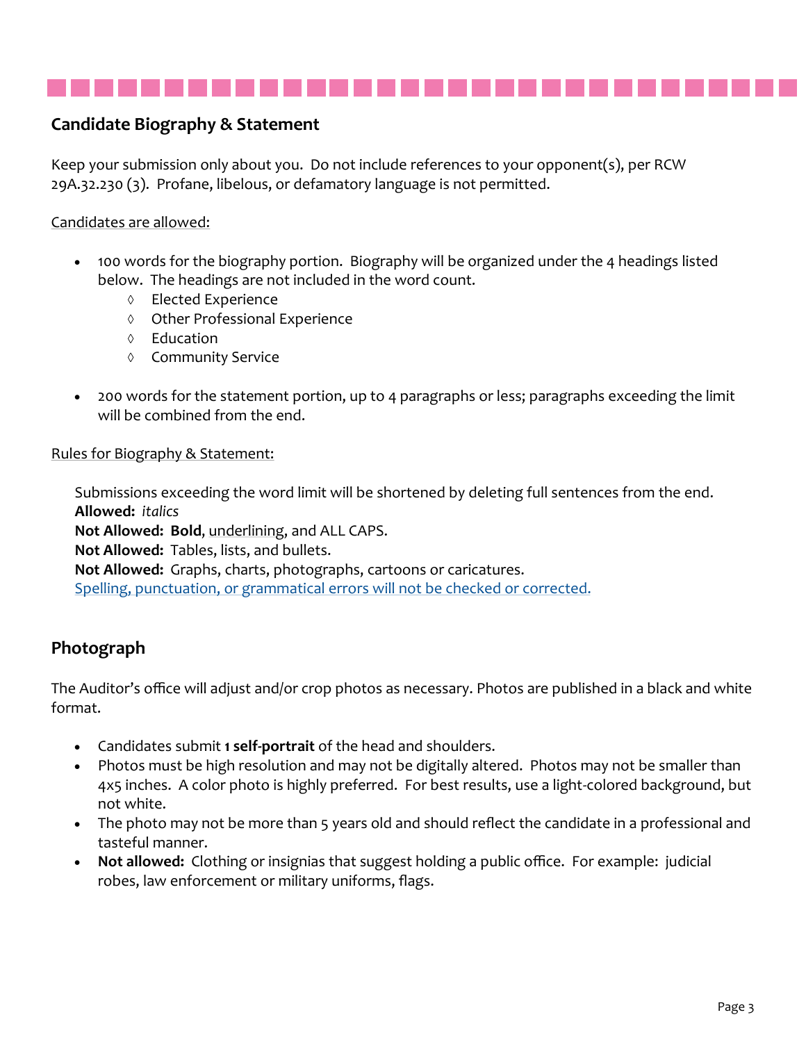## Candidate Biography & Statement

Keep your submission only about you. Do not include references to your opponent(s), per RCW 29A.32.230 (3). Profane, libelous, or defamatory language is not permitted.

<u>Candidates are allowed:</u>

- 100 words for the biography portion. Biography will be organized under the 4 headings listed below. The headings are not included in the word count.
  - Elected Experience
  - Other Professional Experience
  - Education
  - Community Service
- 200 words for the statement portion, up to 4 paragraphs or less; paragraphs exceeding the limit will be combined from the end.

<u>Rules for Biography & Statement:</u>

Submissions exceeding the word limit will be shortened by deleting full sentences from the end.
**Allowed:** *italics*
**Not Allowed:** **Bold**, <u>underlining</u>, and ALL CAPS.
**Not Allowed:** Tables, lists, and bullets.
**Not Allowed:** Graphs, charts, photographs, cartoons or caricatures.
<u>Spelling, punctuation, or grammatical errors will not be checked or corrected.</u>

## Photograph

The Auditor's office will adjust and/or crop photos as necessary. Photos are published in a black and white format.

- Candidates submit **1 self-portrait** of the head and shoulders.
- Photos must be high resolution and may not be digitally altered. Photos may not be smaller than 4x5 inches. A color photo is highly preferred. For best results, use a light-colored background, but not white.
- The photo may not be more than 5 years old and should reflect the candidate in a professional and tasteful manner.
- **Not allowed:** Clothing or insignias that suggest holding a public office. For example: judicial robes, law enforcement or military uniforms, flags.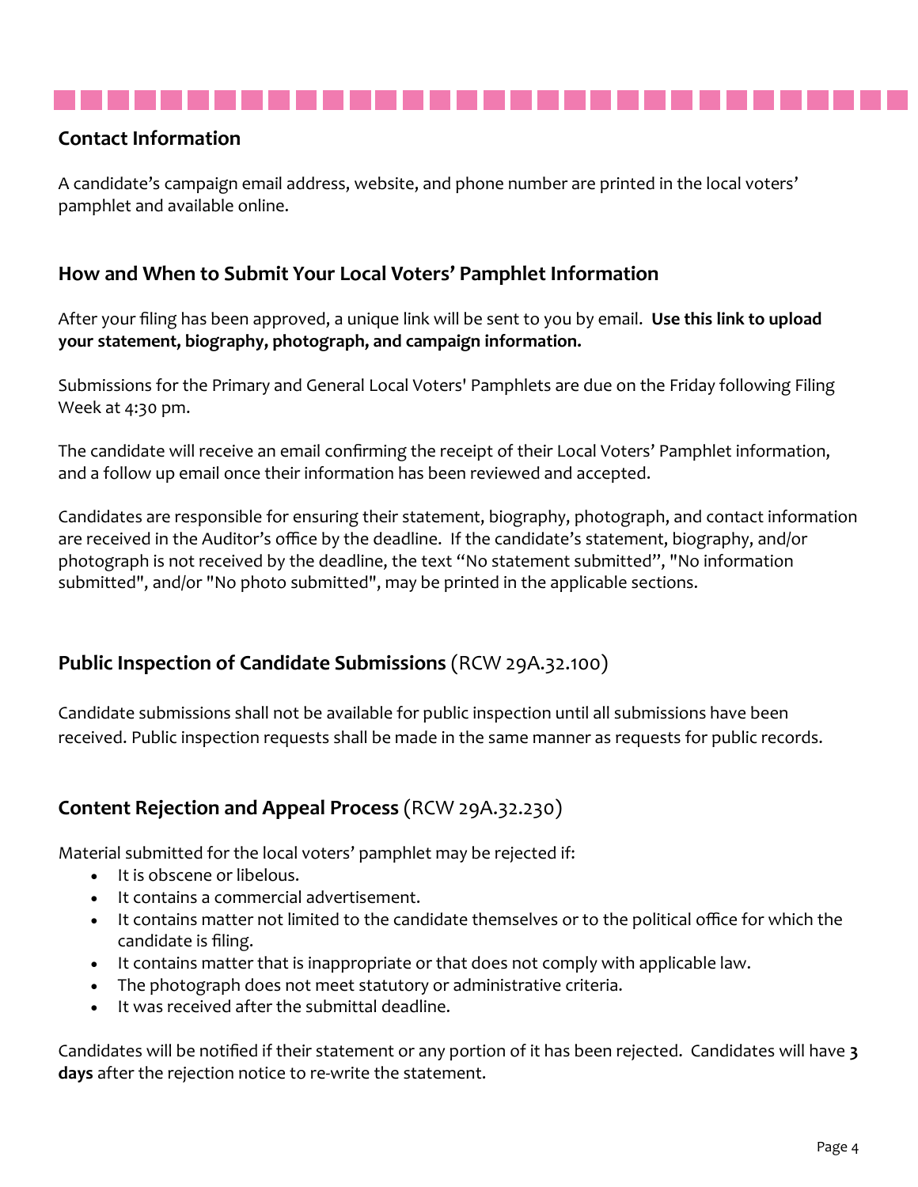## Contact Information

A candidate's campaign email address, website, and phone number are printed in the local voters' pamphlet and available online.

## How and When to Submit Your Local Voters' Pamphlet Information

After your filing has been approved, a unique link will be sent to you by email. **Use this link to upload your statement, biography, photograph, and campaign information.**

Submissions for the Primary and General Local Voters' Pamphlets are due on the Friday following Filing Week at 4:30 pm.

The candidate will receive an email confirming the receipt of their Local Voters' Pamphlet information, and a follow up email once their information has been reviewed and accepted.

Candidates are responsible for ensuring their statement, biography, photograph, and contact information are received in the Auditor's office by the deadline. If the candidate's statement, biography, and/or photograph is not received by the deadline, the text "No statement submitted", "No information submitted", and/or "No photo submitted", may be printed in the applicable sections.

## Public Inspection of Candidate Submissions (RCW 29A.32.100)

Candidate submissions shall not be available for public inspection until all submissions have been received. Public inspection requests shall be made in the same manner as requests for public records.

## Content Rejection and Appeal Process (RCW 29A.32.230)

Material submitted for the local voters' pamphlet may be rejected if:

- It is obscene or libelous.
- It contains a commercial advertisement.
- It contains matter not limited to the candidate themselves or to the political office for which the candidate is filing.
- It contains matter that is inappropriate or that does not comply with applicable law.
- The photograph does not meet statutory or administrative criteria.
- It was received after the submittal deadline.

Candidates will be notified if their statement or any portion of it has been rejected. Candidates will have **3 days** after the rejection notice to re-write the statement.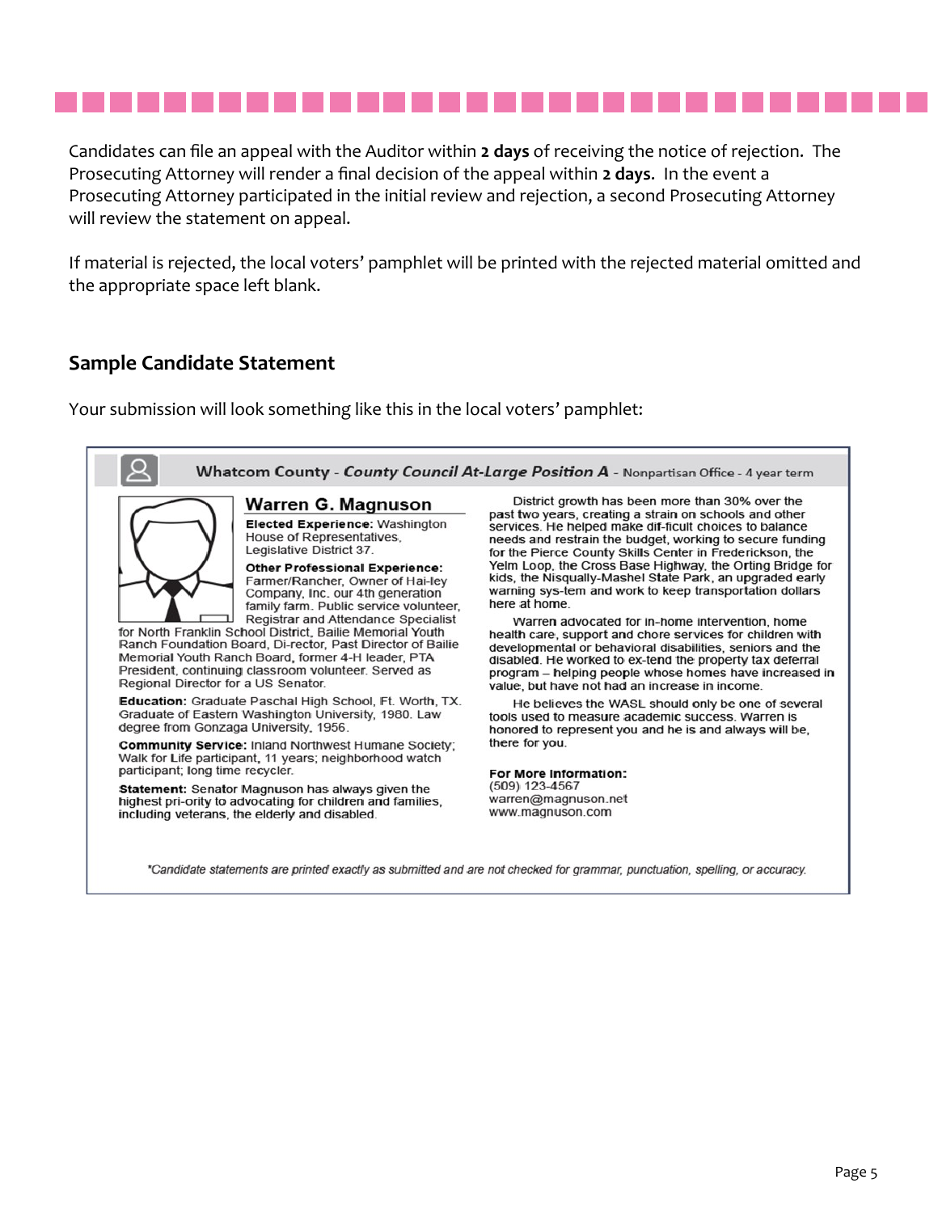Candidates can file an appeal with the Auditor within **2 days** of receiving the notice of rejection. The Prosecuting Attorney will render a final decision of the appeal within **2 days**. In the event a Prosecuting Attorney participated in the initial review and rejection, a second Prosecuting Attorney will review the statement on appeal.

If material is rejected, the local voters' pamphlet will be printed with the rejected material omitted and the appropriate space left blank.

## Sample Candidate Statement

Your submission will look something like this in the local voters' pamphlet:

Whatcom County - *County Council At-Large Position A* - Nonpartisan Office - 4 year term

**Warren G. Magnuson**

**Elected Experience:** Washington House of Representatives, Legislative District 37.

**Other Professional Experience:** Farmer/Rancher, Owner of Hai-ley Company, Inc. our 4th generation family farm. Public service volunteer, Registrar and Attendance Specialist for North Franklin School District, Bailie Memorial Youth Ranch Foundation Board, Di-rector, Past Director of Bailie Memorial Youth Ranch Board, former 4-H leader, PTA President, continuing classroom volunteer. Served as Regional Director for a US Senator.

**Education:** Graduate Paschal High School, Ft. Worth, TX. Graduate of Eastern Washington University, 1980. Law degree from Gonzaga University, 1956.

**Community Service:** Inland Northwest Humane Society; Walk for Life participant, 11 years; neighborhood watch participant; long time recycler.

**Statement:** Senator Magnuson has always given the highest pri-ority to advocating for children and families, including veterans, the elderly and disabled.

District growth has been more than 30% over the past two years, creating a strain on schools and other services. He helped make dif-ficult choices to balance needs and restrain the budget, working to secure funding for the Pierce County Skills Center in Frederickson, the Yelm Loop, the Cross Base Highway, the Orting Bridge for kids, the Nisqually-Mashel State Park, an upgraded early warning sys-tem and work to keep transportation dollars here at home.

Warren advocated for in-home intervention, home health care, support and chore services for children with developmental or behavioral disabilities, seniors and the disabled. He worked to ex-tend the property tax deferral program – helping people whose homes have increased in value, but have not had an increase in income.

He believes the WASL should only be one of several tools used to measure academic success. Warren is honored to represent you and he is and always will be, there for you.

**For More Information:**
(509) 123-4567
warren@magnuson.net
www.magnuson.com

*\*Candidate statements are printed exactly as submitted and are not checked for grammar, punctuation, spelling, or accuracy.*